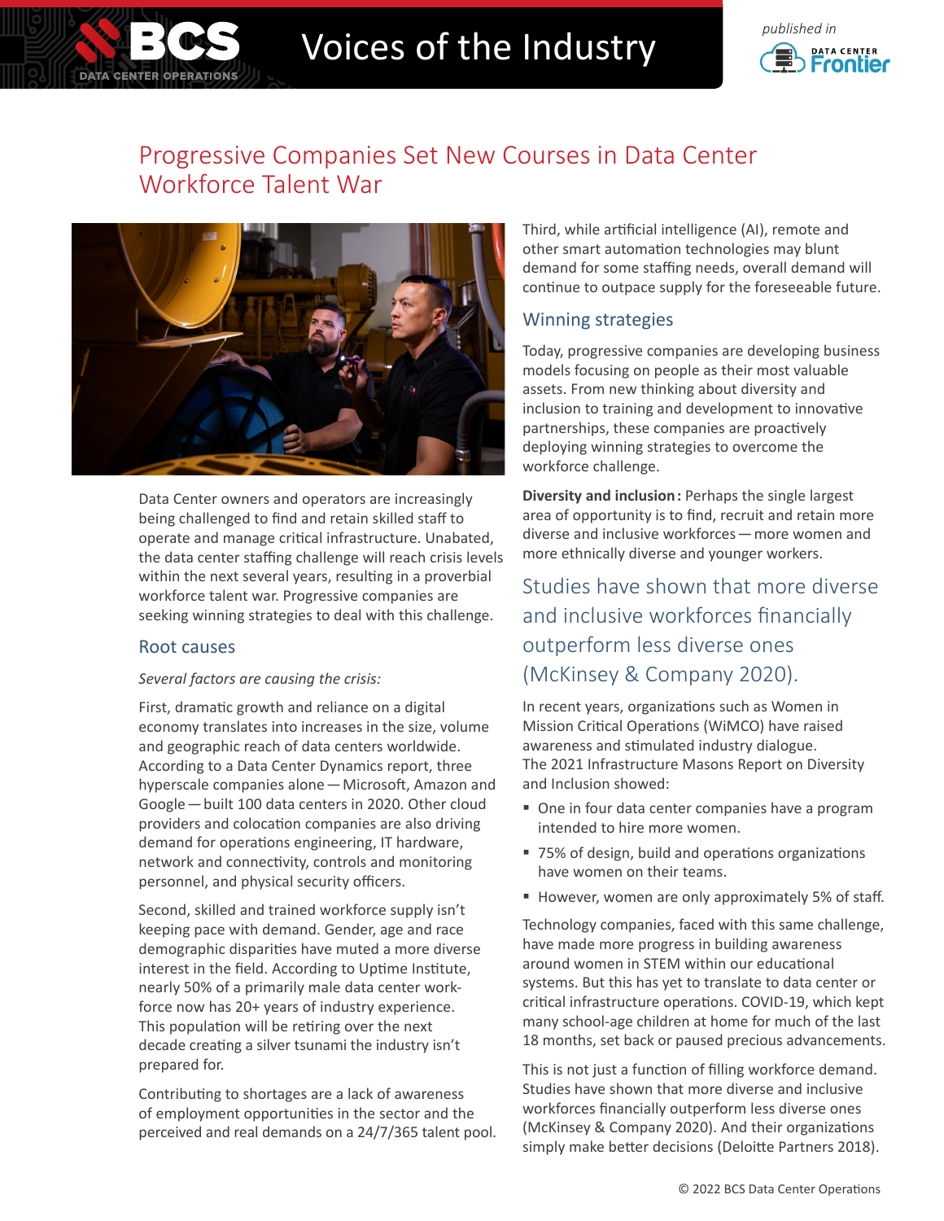Voices of the Industry

published in Data Center Frontier

# Progressive Companies Set New Courses in Data Center Workforce Talent War

Data Center owners and operators are increasingly being challenged to find and retain skilled staff to operate and manage critical infrastructure. Unabated, the data center staffing challenge will reach crisis levels within the next several years, resulting in a proverbial workforce talent war. Progressive companies are seeking winning strategies to deal with this challenge.

## Root causes

*Several factors are causing the crisis:*

First, dramatic growth and reliance on a digital economy translates into increases in the size, volume and geographic reach of data centers worldwide. According to a Data Center Dynamics report, three hyperscale companies alone — Microsoft, Amazon and Google — built 100 data centers in 2020. Other cloud providers and colocation companies are also driving demand for operations engineering, IT hardware, network and connectivity, controls and monitoring personnel, and physical security officers.

Second, skilled and trained workforce supply isn't keeping pace with demand. Gender, age and race demographic disparities have muted a more diverse interest in the field. According to Uptime Institute, nearly 50% of a primarily male data center workforce now has 20+ years of industry experience. This population will be retiring over the next decade creating a silver tsunami the industry isn't prepared for.

Contributing to shortages are a lack of awareness of employment opportunities in the sector and the perceived and real demands on a 24/7/365 talent pool.

Third, while artificial intelligence (AI), remote and other smart automation technologies may blunt demand for some staffing needs, overall demand will continue to outpace supply for the foreseeable future.

## Winning strategies

Today, progressive companies are developing business models focusing on people as their most valuable assets. From new thinking about diversity and inclusion to training and development to innovative partnerships, these companies are proactively deploying winning strategies to overcome the workforce challenge.

**Diversity and inclusion:** Perhaps the single largest area of opportunity is to find, recruit and retain more diverse and inclusive workforces — more women and more ethnically diverse and younger workers.

> Studies have shown that more diverse and inclusive workforces financially outperform less diverse ones (McKinsey & Company 2020).

In recent years, organizations such as Women in Mission Critical Operations (WiMCO) have raised awareness and stimulated industry dialogue. The 2021 Infrastructure Masons Report on Diversity and Inclusion showed:

- One in four data center companies have a program intended to hire more women.
- 75% of design, build and operations organizations have women on their teams.
- However, women are only approximately 5% of staff.

Technology companies, faced with this same challenge, have made more progress in building awareness around women in STEM within our educational systems. But this has yet to translate to data center or critical infrastructure operations. COVID-19, which kept many school-age children at home for much of the last 18 months, set back or paused precious advancements.

This is not just a function of filling workforce demand. Studies have shown that more diverse and inclusive workforces financially outperform less diverse ones (McKinsey & Company 2020). And their organizations simply make better decisions (Deloitte Partners 2018).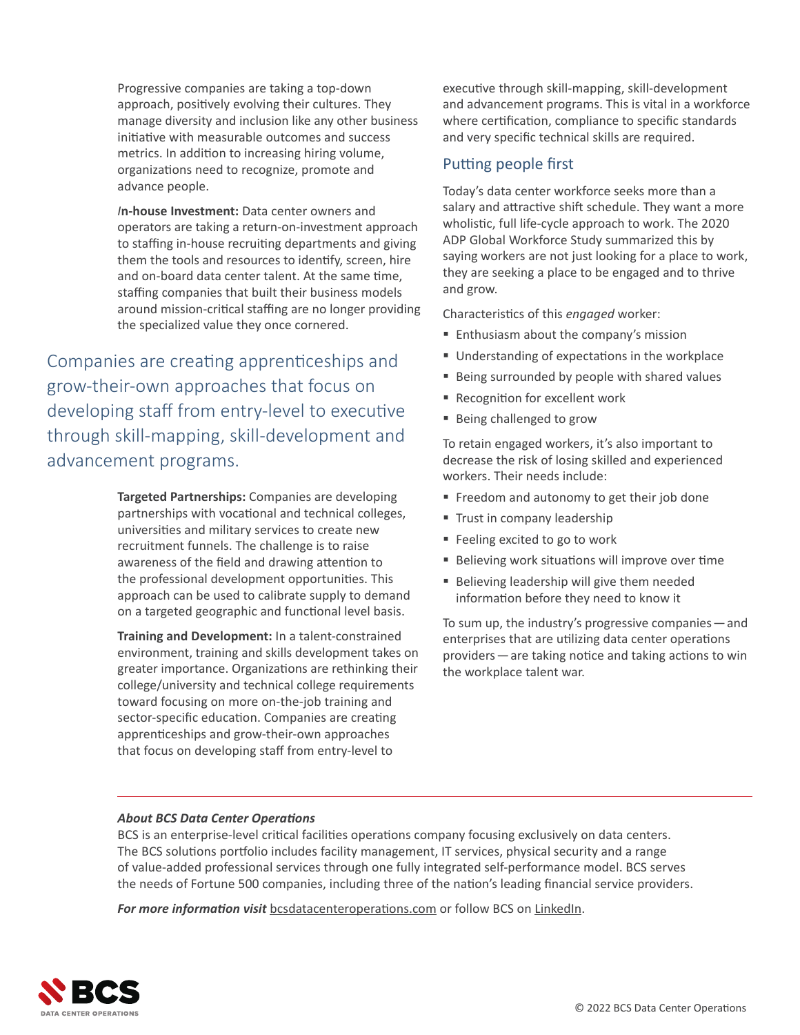Progressive companies are taking a top-down approach, positively evolving their cultures. They manage diversity and inclusion like any other business initiative with measurable outcomes and success metrics. In addition to increasing hiring volume, organizations need to recognize, promote and advance people.

**In-house Investment:** Data center owners and operators are taking a return-on-investment approach to staffing in-house recruiting departments and giving them the tools and resources to identify, screen, hire and on-board data center talent. At the same time, staffing companies that built their business models around mission-critical staffing are no longer providing the specialized value they once cornered.

Companies are creating apprenticeships and grow-their-own approaches that focus on developing staff from entry-level to executive through skill-mapping, skill-development and advancement programs.

**Targeted Partnerships:** Companies are developing partnerships with vocational and technical colleges, universities and military services to create new recruitment funnels. The challenge is to raise awareness of the field and drawing attention to the professional development opportunities. This approach can be used to calibrate supply to demand on a targeted geographic and functional level basis.

**Training and Development:** In a talent-constrained environment, training and skills development takes on greater importance. Organizations are rethinking their college/university and technical college requirements toward focusing on more on-the-job training and sector-specific education. Companies are creating apprenticeships and grow-their-own approaches that focus on developing staff from entry-level to executive through skill-mapping, skill-development and advancement programs. This is vital in a workforce where certification, compliance to specific standards and very specific technical skills are required.

## Putting people first

Today's data center workforce seeks more than a salary and attractive shift schedule. They want a more wholistic, full life-cycle approach to work. The 2020 ADP Global Workforce Study summarized this by saying workers are not just looking for a place to work, they are seeking a place to be engaged and to thrive and grow.

Characteristics of this *engaged* worker:

- Enthusiasm about the company's mission
- Understanding of expectations in the workplace
- Being surrounded by people with shared values
- Recognition for excellent work
- Being challenged to grow

To retain engaged workers, it's also important to decrease the risk of losing skilled and experienced workers. Their needs include:

- Freedom and autonomy to get their job done
- Trust in company leadership
- Feeling excited to go to work
- Believing work situations will improve over time
- Believing leadership will give them needed information before they need to know it

To sum up, the industry's progressive companies — and enterprises that are utilizing data center operations providers — are taking notice and taking actions to win the workplace talent war.

***About BCS Data Center Operations***

BCS is an enterprise-level critical facilities operations company focusing exclusively on data centers. The BCS solutions portfolio includes facility management, IT services, physical security and a range of value-added professional services through one fully integrated self-performance model. BCS serves the needs of Fortune 500 companies, including three of the nation's leading financial service providers.

***For more information visit*** bcsdatacenteroperations.com or follow BCS on LinkedIn.

© 2022 BCS Data Center Operations